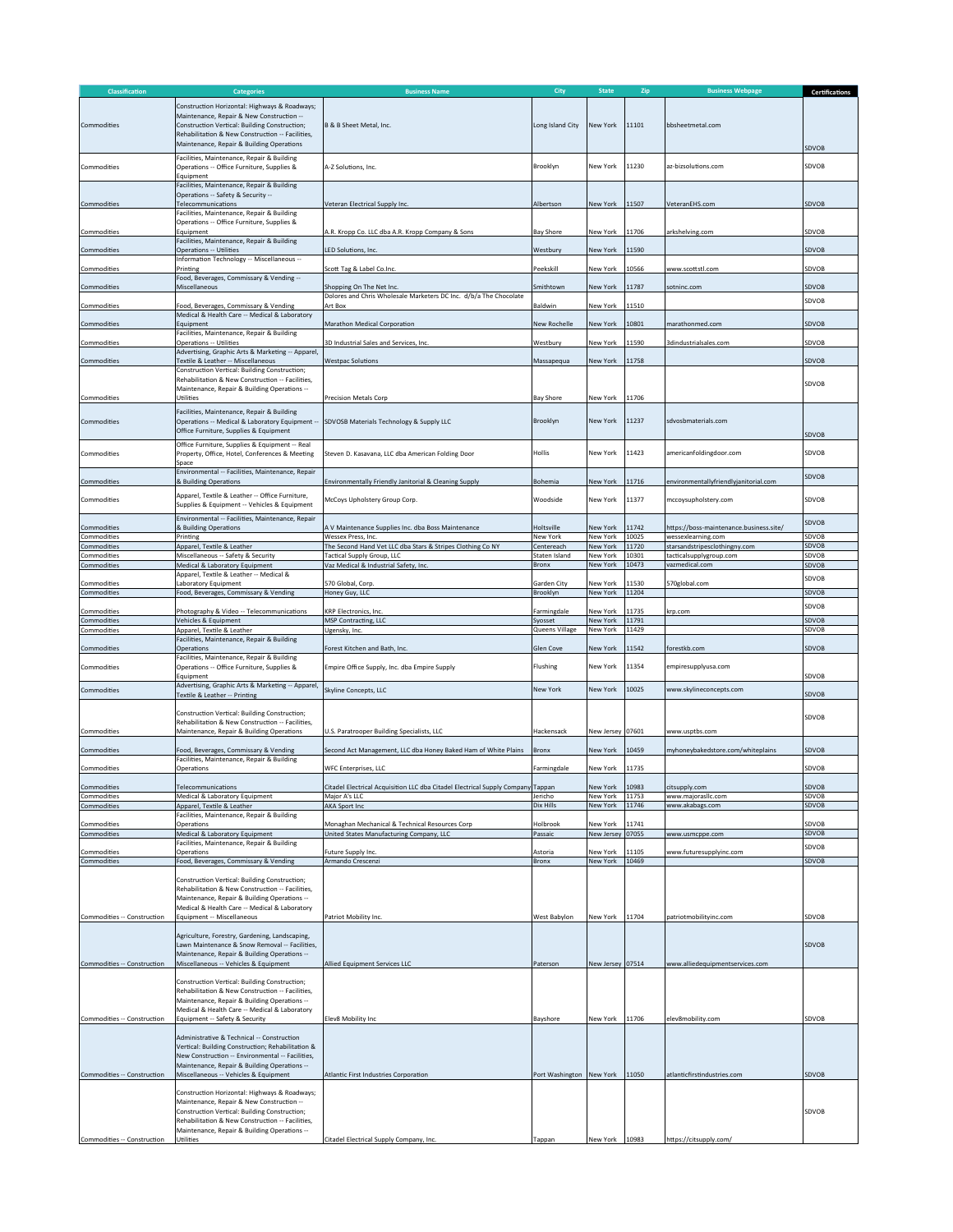| Classification | Categories | Business Name | City | State | Zip | Business Webpage | Certifications |
|---|---|---|---|---|---|---|---|
| Commodities | Construction Horizontal: Highways & Roadways; Maintenance, Repair & New Construction -- Construction Vertical: Building Construction; Rehabilitation & New Construction -- Facilities, Maintenance, Repair & Building Operations | B & B Sheet Metal, Inc. | Long Island City | New York | 11101 | bbsheetmetal.com | SDVOB |
| Commodities | Facilities, Maintenance, Repair & Building Operations -- Office Furniture, Supplies & Equipment | A-Z Solutions, Inc. | Brooklyn | New York | 11230 | az-bizsolutions.com | SDVOB |
| Commodities | Facilities, Maintenance, Repair & Building Operations -- Safety & Security -- Telecommunications | Veteran Electrical Supply Inc. | Albertson | New York | 11507 | VeteranEHS.com | SDVOB |
| Commodities | Facilities, Maintenance, Repair & Building Operations -- Office Furniture, Supplies & Equipment | A.R. Kropp Co. LLC dba A.R. Kropp Company & Sons | Bay Shore | New York | 11706 | arkshelving.com | SDVOB |
| Commodities | Facilities, Maintenance, Repair & Building Operations -- Utilities | LED Solutions, Inc. | Westbury | New York | 11590 | | SDVOB |
| Commodities | Information Technology -- Miscellaneous -- Printing | Scott Tag & Label Co.Inc. | Peekskill | New York | 10566 | www.scottstl.com | SDVOB |
| Commodities | Food, Beverages, Commissary & Vending -- Miscellaneous | Shopping On The Net Inc. | Smithtown | New York | 11787 | sotninc.com | SDVOB |
| Commodities | Food, Beverages, Commissary & Vending | Dolores and Chris Wholesale Marketers DC Inc. d/b/a The Chocolate Art Box | Baldwin | New York | 11510 | | SDVOB |
| Commodities | Medical & Health Care -- Medical & Laboratory Equipment | Marathon Medical Corporation | New Rochelle | New York | 10801 | marathonmed.com | SDVOB |
| Commodities | Facilities, Maintenance, Repair & Building Operations -- Utilities | 3D Industrial Sales and Services, Inc. | Westbury | New York | 11590 | 3dindustrialsales.com | SDVOB |
| Commodities | Advertising, Graphic Arts & Marketing -- Apparel, Textile & Leather -- Miscellaneous | Westpac Solutions | Massapequa | New York | 11758 | | SDVOB |
| Commodities | Construction Vertical: Building Construction; Rehabilitation & New Construction -- Facilities, Maintenance, Repair & Building Operations -- Utilities | Precision Metals Corp | Bay Shore | New York | 11706 | | SDVOB |
| Commodities | Facilities, Maintenance, Repair & Building Operations -- Medical & Laboratory Equipment -- Office Furniture, Supplies & Equipment | SDVOSB Materials Technology & Supply LLC | Brooklyn | New York | 11237 | sdvosbmaterials.com | SDVOB |
| Commodities | Office Furniture, Supplies & Equipment -- Real Property, Office, Hotel, Conferences & Meeting Space | Steven D. Kasavana, LLC dba American Folding Door | Hollis | New York | 11423 | americanfoldingdoor.com | SDVOB |
| Commodities | Environmental -- Facilities, Maintenance, Repair & Building Operations | Environmentally Friendly Janitorial & Cleaning Supply | Bohemia | New York | 11716 | environmentallyfriendlyjanitorial.com | SDVOB |
| Commodities | Apparel, Textile & Leather -- Office Furniture, Supplies & Equipment -- Vehicles & Equipment | McCoys Upholstery Group Corp. | Woodside | New York | 11377 | mccoysupholstery.com | SDVOB |
| Commodities | Environmental -- Facilities, Maintenance, Repair & Building Operations | A V Maintenance Supplies Inc. dba Boss Maintenance | Holtsville | New York | 11742 | https://boss-maintenance.business.site/ | SDVOB |
| Commodities | Printing | Wessex Press, Inc. | New York | New York | 10025 | wessexlearning.com | SDVOB |
| Commodities | Apparel, Textile & Leather | The Second Hand Vet LLC dba Stars & Stripes Clothing Co NY | Centereach | New York | 11720 | starsandstripesclothingny.com | SDVOB |
| Commodities | Miscellaneous -- Safety & Security | Tactical Supply Group, LLC | Staten Island | New York | 10301 | tacticalsupplygroup.com | SDVOB |
| Commodities | Medical & Laboratory Equipment | Vaz Medical & Industrial Safety, Inc. | Bronx | New York | 10473 | vazmedical.com | SDVOB |
| Commodities | Apparel, Textile & Leather -- Medical & Laboratory Equipment | 570 Global, Corp. | Garden City | New York | 11530 | 570global.com | SDVOB |
| Commodities | Food, Beverages, Commissary & Vending | Honey Guy, LLC | Brooklyn | New York | 11204 | | SDVOB |
| Commodities | Photography & Video -- Telecommunications | KRP Electronics, Inc. | Farmingdale | New York | 11735 | krp.com | SDVOB |
| Commodities | Vehicles & Equipment | MSP Contracting, LLC | Syosset | New York | 11791 | | SDVOB |
| Commodities | Apparel, Textile & Leather | Ugensky, Inc. | Queens Village | New York | 11429 | | SDVOB |
| Commodities | Facilities, Maintenance, Repair & Building Operations | Forest Kitchen and Bath, Inc. | Glen Cove | New York | 11542 | forestkb.com | SDVOB |
| Commodities | Facilities, Maintenance, Repair & Building Operations -- Office Furniture, Supplies & Equipment | Empire Office Supply, Inc. dba Empire Supply | Flushing | New York | 11354 | empiresupplyusa.com | SDVOB |
| Commodities | Advertising, Graphic Arts & Marketing -- Apparel, Textile & Leather -- Printing | Skyline Concepts, LLC | New York | New York | 10025 | www.skylineconcepts.com | SDVOB |
| Commodities | Construction Vertical: Building Construction; Rehabilitation & New Construction -- Facilities, Maintenance, Repair & Building Operations | U.S. Paratrooper Building Specialists, LLC | Hackensack | New Jersey | 07601 | www.usptbs.com | SDVOB |
| Commodities | Food, Beverages, Commissary & Vending | Second Act Management, LLC dba Honey Baked Ham of White Plains | Bronx | New York | 10459 | myhoneybakedstore.com/whiteplains | SDVOB |
| Commodities | Facilities, Maintenance, Repair & Building Operations | WFC Enterprises, LLC | Farmingdale | New York | 11735 | | SDVOB |
| Commodities | Telecommunications | Citadel Electrical Acquisition LLC dba Citadel Electrical Supply Company | Tappan | New York | 10983 | citsupply.com | SDVOB |
| Commodities | Medical & Laboratory Equipment | Major A's LLC | Jericho | New York | 11753 | www.majorasllc.com | SDVOB |
| Commodities | Apparel, Textile & Leather | AKA Sport Inc | Dix Hills | New York | 11746 | www.akabags.com | SDVOB |
| Commodities | Facilities, Maintenance, Repair & Building Operations | Monaghan Mechanical & Technical Resources Corp | Holbrook | New York | 11741 | | SDVOB |
| Commodities | Medical & Laboratory Equipment | United States Manufacturing Company, LLC | Passaic | New Jersey | 07055 | www.usmcppe.com | SDVOB |
| Commodities | Facilities, Maintenance, Repair & Building Operations | Future Supply Inc. | Astoria | New York | 11105 | www.futuresupplyinc.com | SDVOB |
| Commodities | Food, Beverages, Commissary & Vending | Armando Crescenzi | Bronx | New York | 10469 | | SDVOB |
| Commodities -- Construction | Construction Vertical: Building Construction; Rehabilitation & New Construction -- Facilities, Maintenance, Repair & Building Operations -- Medical & Health Care -- Medical & Laboratory Equipment -- Miscellaneous | Patriot Mobility Inc. | West Babylon | New York | 11704 | patriotmobilityinc.com | SDVOB |
| Commodities -- Construction | Agriculture, Forestry, Gardening, Landscaping, Lawn Maintenance & Snow Removal -- Facilities, Maintenance, Repair & Building Operations -- Miscellaneous -- Vehicles & Equipment | Allied Equipment Services LLC | Paterson | New Jersey | 07514 | www.alliedequipmentservices.com | SDVOB |
| Commodities -- Construction | Construction Vertical: Building Construction; Rehabilitation & New Construction -- Facilities, Maintenance, Repair & Building Operations -- Medical & Health Care -- Medical & Laboratory Equipment -- Safety & Security | Elev8 Mobility Inc | Bayshore | New York | 11706 | elev8mobility.com | SDVOB |
| Commodities -- Construction | Administrative & Technical -- Construction Vertical: Building Construction; Rehabilitation & New Construction -- Environmental -- Facilities, Maintenance, Repair & Building Operations -- Miscellaneous -- Vehicles & Equipment | Atlantic First Industries Corporation | Port Washington | New York | 11050 | atlanticfirstindustries.com | SDVOB |
| Commodities -- Construction | Construction Horizontal: Highways & Roadways; Maintenance, Repair & New Construction -- Construction Vertical: Building Construction; Rehabilitation & New Construction -- Facilities, Maintenance, Repair & Building Operations -- Utilities | Citadel Electrical Supply Company, Inc. | Tappan | New York | 10983 | https://citsupply.com/ | SDVOB |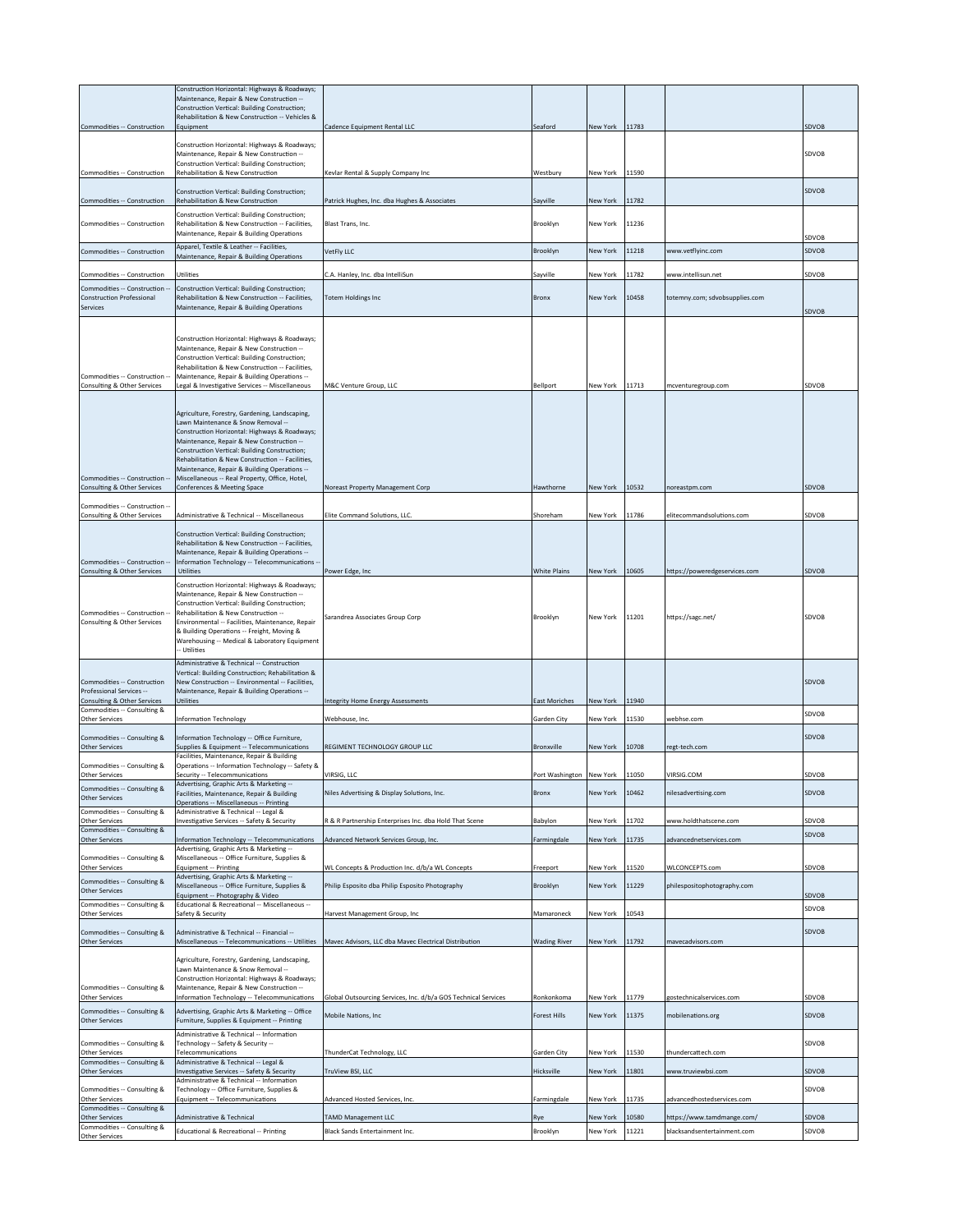| | | | | | | | |
|---|---|---|---|---|---|---|---|
| Commodities -- Construction | Construction Horizontal: Highways & Roadways; Maintenance, Repair & New Construction -- Construction Vertical: Building Construction; Rehabilitation & New Construction -- Vehicles & Equipment | Cadence Equipment Rental LLC | Seaford | New York | 11783 | | SDVOB |
| Commodities -- Construction | Construction Horizontal: Highways & Roadways; Maintenance, Repair & New Construction -- Construction Vertical: Building Construction; Rehabilitation & New Construction | Kevlar Rental & Supply Company Inc | Westbury | New York | 11590 | | SDVOB |
| Commodities -- Construction | Construction Vertical: Building Construction; Rehabilitation & New Construction | Patrick Hughes, Inc. dba Hughes & Associates | Sayville | New York | 11782 | | SDVOB |
| Commodities -- Construction | Construction Vertical: Building Construction; Rehabilitation & New Construction -- Facilities, Maintenance, Repair & Building Operations | Blast Trans, Inc. | Brooklyn | New York | 11236 | | SDVOB |
| Commodities -- Construction | Apparel, Textile & Leather -- Facilities, Maintenance, Repair & Building Operations | VetFly LLC | Brooklyn | New York | 11218 | www.vetflyinc.com | SDVOB |
| Commodities -- Construction | Utilities | C.A. Hanley, Inc. dba IntelliSun | Sayville | New York | 11782 | www.intellisun.net | SDVOB |
| Commodities -- Construction -- Construction Professional Services | Construction Vertical: Building Construction; Rehabilitation & New Construction -- Facilities, Maintenance, Repair & Building Operations | Totem Holdings Inc | Bronx | New York | 10458 | totemny.com; sdvobsupplies.com | SDVOB |
| Commodities -- Construction -- Consulting & Other Services | Construction Horizontal: Highways & Roadways; Maintenance, Repair & New Construction -- Construction Vertical: Building Construction; Rehabilitation & New Construction -- Facilities, Maintenance, Repair & Building Operations -- Legal & Investigative Services -- Miscellaneous | M&C Venture Group, LLC | Bellport | New York | 11713 | mcventuregroup.com | SDVOB |
| Commodities -- Construction -- Consulting & Other Services | Agriculture, Forestry, Gardening, Landscaping, Lawn Maintenance & Snow Removal -- Construction Horizontal: Highways & Roadways; Maintenance, Repair & New Construction -- Construction Vertical: Building Construction; Rehabilitation & New Construction -- Facilities, Maintenance, Repair & Building Operations -- Miscellaneous -- Real Property, Office, Hotel, Conferences & Meeting Space | Noreast Property Management Corp | Hawthorne | New York | 10532 | noreastpm.com | SDVOB |
| Commodities -- Construction -- Consulting & Other Services | Administrative & Technical -- Miscellaneous | Elite Command Solutions, LLC. | Shoreham | New York | 11786 | elitecommandsolutions.com | SDVOB |
| Commodities -- Construction -- Consulting & Other Services | Construction Vertical: Building Construction; Rehabilitation & New Construction -- Facilities, Maintenance, Repair & Building Operations -- Information Technology -- Telecommunications -- Utilities | Power Edge, Inc | White Plains | New York | 10605 | https://poweredgeservices.com | SDVOB |
| Commodities -- Construction -- Consulting & Other Services | Construction Horizontal: Highways & Roadways; Maintenance, Repair & New Construction -- Construction Vertical: Building Construction; Rehabilitation & New Construction -- Environmental -- Facilities, Maintenance, Repair & Building Operations -- Freight, Moving & Warehousing -- Medical & Laboratory Equipment -- Utilities | Sarandrea Associates Group Corp | Brooklyn | New York | 11201 | https://sagc.net/ | SDVOB |
| Commodities -- Construction Professional Services -- Consulting & Other Services | Administrative & Technical -- Construction Vertical: Building Construction; Rehabilitation & New Construction -- Environmental -- Facilities, Maintenance, Repair & Building Operations -- Utilities | Integrity Home Energy Assessments | East Moriches | New York | 11940 | | SDVOB |
| Commodities -- Consulting & Other Services | Information Technology | Webhouse, Inc. | Garden City | New York | 11530 | webhse.com | SDVOB |
| Commodities -- Consulting & Other Services | Information Technology -- Office Furniture, Supplies & Equipment -- Telecommunications | REGIMENT TECHNOLOGY GROUP LLC | Bronxville | New York | 10708 | regt-tech.com | SDVOB |
| Commodities -- Consulting & Other Services | Facilities, Maintenance, Repair & Building Operations -- Information Technology -- Safety & Security -- Telecommunications | VIRSIG, LLC | Port Washington | New York | 11050 | VIRSIG.COM | SDVOB |
| Commodities -- Consulting & Other Services | Advertising, Graphic Arts & Marketing -- Facilities, Maintenance, Repair & Building Operations -- Miscellaneous -- Printing | Niles Advertising & Display Solutions, Inc. | Bronx | New York | 10462 | nilesadvertising.com | SDVOB |
| Commodities -- Consulting & Other Services | Administrative & Technical -- Legal & Investigative Services -- Safety & Security | R & R Partnership Enterprises Inc. dba Hold That Scene | Babylon | New York | 11702 | www.holdthatscene.com | SDVOB |
| Commodities -- Consulting & Other Services | Information Technology -- Telecommunications | Advanced Network Services Group, Inc. | Farmingdale | New York | 11735 | advancednetservices.com | SDVOB |
| Commodities -- Consulting & Other Services | Advertising, Graphic Arts & Marketing -- Miscellaneous -- Office Furniture, Supplies & Equipment -- Printing | WL Concepts & Production Inc. d/b/a WL Concepts | Freeport | New York | 11520 | WLCONCEPTS.com | SDVOB |
| Commodities -- Consulting & Other Services | Advertising, Graphic Arts & Marketing -- Miscellaneous -- Office Furniture, Supplies & Equipment -- Photography & Video | Philip Esposito dba Philip Esposito Photography | Brooklyn | New York | 11229 | philespositophotography.com | SDVOB |
| Commodities -- Consulting & Other Services | Educational & Recreational -- Miscellaneous -- Safety & Security | Harvest Management Group, Inc | Mamaroneck | New York | 10543 | | SDVOB |
| Commodities -- Consulting & Other Services | Administrative & Technical -- Financial -- Miscellaneous -- Telecommunications -- Utilities | Mavec Advisors, LLC dba Mavec Electrical Distribution | Wading River | New York | 11792 | mavecadvisors.com | SDVOB |
| Commodities -- Consulting & Other Services | Agriculture, Forestry, Gardening, Landscaping, Lawn Maintenance & Snow Removal -- Construction Horizontal: Highways & Roadways; Maintenance, Repair & New Construction -- Information Technology -- Telecommunications | Global Outsourcing Services, Inc. d/b/a GOS Technical Services | Ronkonkoma | New York | 11779 | gostechnicalservices.com | SDVOB |
| Commodities -- Consulting & Other Services | Advertising, Graphic Arts & Marketing -- Office Furniture, Supplies & Equipment -- Printing | Mobile Nations, Inc | Forest Hills | New York | 11375 | mobilenations.org | SDVOB |
| Commodities -- Consulting & Other Services | Administrative & Technical -- Information Technology -- Safety & Security -- Telecommunications | ThunderCat Technology, LLC | Garden City | New York | 11530 | thundercattech.com | SDVOB |
| Commodities -- Consulting & Other Services | Administrative & Technical -- Legal & Investigative Services -- Safety & Security | TruView BSI, LLC | Hicksville | New York | 11801 | www.truviewbsi.com | SDVOB |
| Commodities -- Consulting & Other Services | Administrative & Technical -- Information Technology -- Office Furniture, Supplies & Equipment -- Telecommunications | Advanced Hosted Services, Inc. | Farmingdale | New York | 11735 | advancedhostedservices.com | SDVOB |
| Commodities -- Consulting & Other Services | Administrative & Technical | TAMD Management LLC | Rye | New York | 10580 | https://www.tamdmange.com/ | SDVOB |
| Commodities -- Consulting & Other Services | Educational & Recreational -- Printing | Black Sands Entertainment Inc. | Brooklyn | New York | 11221 | blacksandsentertainment.com | SDVOB |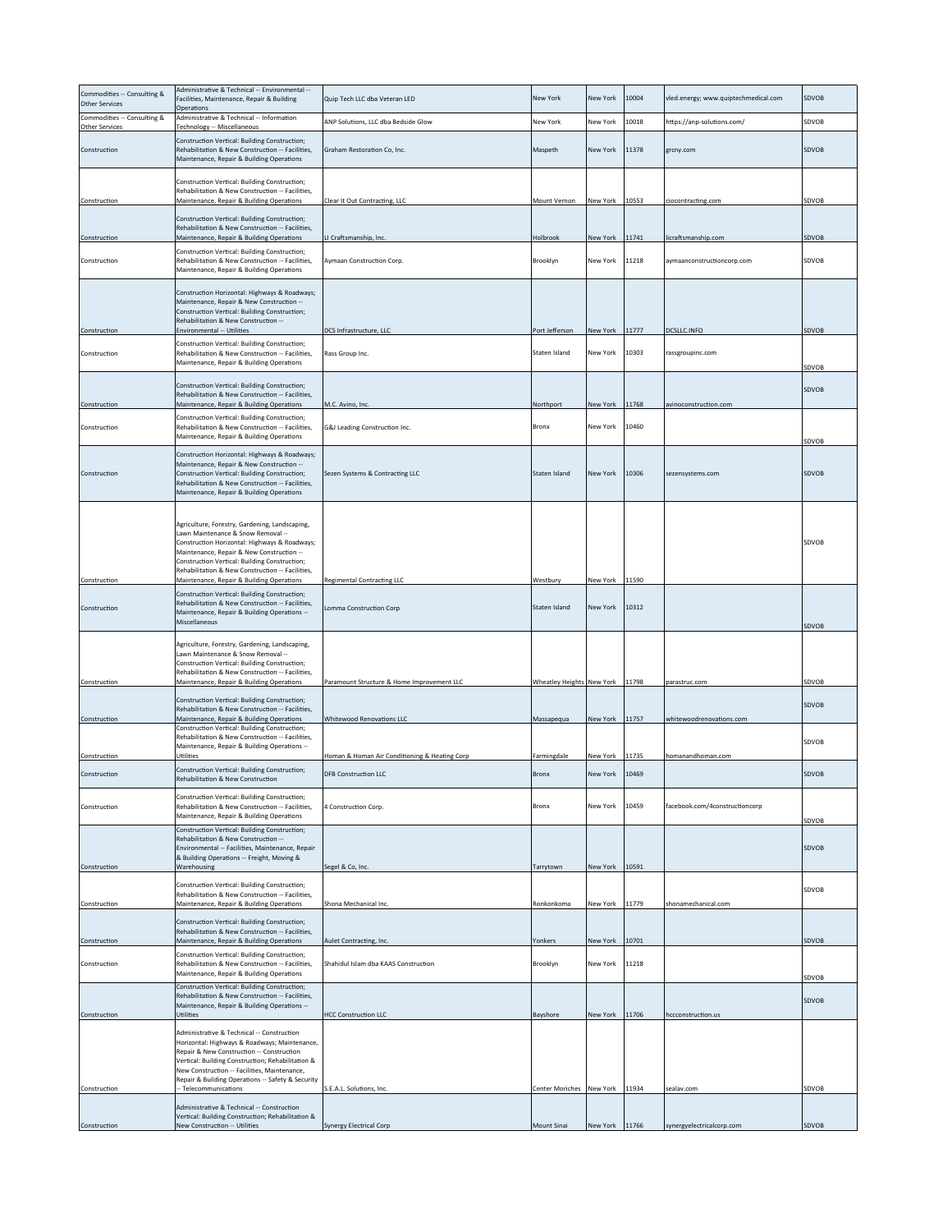| Commodities -- Consulting & Other Services | Administrative & Technical -- Environmental -- Facilities, Maintenance, Repair & Building Operations | Quip Tech LLC dba Veteran LED | New York | New York | 10004 | vled.energy; www.quiptechmedical.com | SDVOB |
|---|---|---|---|---|---|---|---|
| Commodities -- Consulting & Other Services | Administrative & Technical -- Information Technology -- Miscellaneous | ANP Solutions, LLC dba Bedside Glow | New York | New York | 10018 | https://anp-solutions.com/ | SDVOB |
| Construction | Construction Vertical: Building Construction; Rehabilitation & New Construction -- Facilities, Maintenance, Repair & Building Operations | Graham Restoration Co, Inc. | Maspeth | New York | 11378 | grcny.com | SDVOB |
| Construction | Construction Vertical: Building Construction; Rehabilitation & New Construction -- Facilities, Maintenance, Repair & Building Operations | Clear It Out Contracting, LLC | Mount Vernon | New York | 10553 | ciocontracting.com | SDVOB |
| Construction | Construction Vertical: Building Construction; Rehabilitation & New Construction -- Facilities, Maintenance, Repair & Building Operations | LI Craftsmanship, Inc. | Holbrook | New York | 11741 | licraftsmanship.com | SDVOB |
| Construction | Construction Vertical: Building Construction; Rehabilitation & New Construction -- Facilities, Maintenance, Repair & Building Operations | Aymaan Construction Corp. | Brooklyn | New York | 11218 | aymaanconstructioncorp.com | SDVOB |
| Construction | Construction Horizontal: Highways & Roadways; Maintenance, Repair & New Construction -- Construction Vertical: Building Construction; Rehabilitation & New Construction -- Environmental -- Utilities | DCS Infrastructure, LLC | Port Jefferson | New York | 11777 | DCSLLC.INFO | SDVOB |
| Construction | Construction Vertical: Building Construction; Rehabilitation & New Construction -- Facilities, Maintenance, Repair & Building Operations | Rass Group Inc. | Staten Island | New York | 10303 | rassgroupinc.com | SDVOB |
| Construction | Construction Vertical: Building Construction; Rehabilitation & New Construction -- Facilities, Maintenance, Repair & Building Operations | M.C. Avino, Inc. | Northport | New York | 11768 | avinoconstruction.com | SDVOB |
| Construction | Construction Vertical: Building Construction; Rehabilitation & New Construction -- Facilities, Maintenance, Repair & Building Operations | G&J Leading Construction Inc. | Bronx | New York | 10460 | | SDVOB |
| Construction | Construction Horizontal: Highways & Roadways; Maintenance, Repair & New Construction -- Construction Vertical: Building Construction; Rehabilitation & New Construction -- Facilities, Maintenance, Repair & Building Operations | Sezen Systems & Contracting LLC | Staten Island | New York | 10306 | sezensystems.com | SDVOB |
| Construction | Agriculture, Forestry, Gardening, Landscaping, Lawn Maintenance & Snow Removal -- Construction Horizontal: Highways & Roadways; Maintenance, Repair & New Construction -- Construction Vertical: Building Construction; Rehabilitation & New Construction -- Facilities, Maintenance, Repair & Building Operations | Regimental Contracting LLC | Westbury | New York | 11590 | | SDVOB |
| Construction | Construction Vertical: Building Construction; Rehabilitation & New Construction -- Facilities, Maintenance, Repair & Building Operations -- Miscellaneous | Lomma Construction Corp | Staten Island | New York | 10312 | | SDVOB |
| Construction | Agriculture, Forestry, Gardening, Landscaping, Lawn Maintenance & Snow Removal -- Construction Vertical: Building Construction; Rehabilitation & New Construction -- Facilities, Maintenance, Repair & Building Operations | Paramount Structure & Home Improvement LLC | Wheatley Heights | New York | 11798 | parastruc.com | SDVOB |
| Construction | Construction Vertical: Building Construction; Rehabilitation & New Construction -- Facilities, Maintenance, Repair & Building Operations | Whitewood Renovations LLC | Massapequa | New York | 11757 | whitewoodrenovations.com | SDVOB |
| Construction | Construction Vertical: Building Construction; Rehabilitation & New Construction -- Facilities, Maintenance, Repair & Building Operations -- Utilities | Homan & Homan Air Conditioning & Heating Corp | Farmingdale | New York | 11735 | homanandhoman.com | SDVOB |
| Construction | Construction Vertical: Building Construction; Rehabilitation & New Construction | DFB Construction LLC | Bronx | New York | 10469 | | SDVOB |
| Construction | Construction Vertical: Building Construction; Rehabilitation & New Construction -- Facilities, Maintenance, Repair & Building Operations | 4 Construction Corp. | Bronx | New York | 10459 | facebook.com/4constructioncorp | SDVOB |
| Construction | Construction Vertical: Building Construction; Rehabilitation & New Construction -- Environmental -- Facilities, Maintenance, Repair & Building Operations -- Freight, Moving & Warehousing | Segel & Co, Inc. | Tarrytown | New York | 10591 | | SDVOB |
| Construction | Construction Vertical: Building Construction; Rehabilitation & New Construction -- Facilities, Maintenance, Repair & Building Operations | Shona Mechanical Inc. | Ronkonkoma | New York | 11779 | shonamechanical.com | SDVOB |
| Construction | Construction Vertical: Building Construction; Rehabilitation & New Construction -- Facilities, Maintenance, Repair & Building Operations | Aulet Contracting, Inc. | Yonkers | New York | 10701 | | SDVOB |
| Construction | Construction Vertical: Building Construction; Rehabilitation & New Construction -- Facilities, Maintenance, Repair & Building Operations | Shahidul Islam dba KAAS Construction | Brooklyn | New York | 11218 | | SDVOB |
| Construction | Construction Vertical: Building Construction; Rehabilitation & New Construction -- Facilities, Maintenance, Repair & Building Operations -- Utilities | HCC Construction LLC | Bayshore | New York | 11706 | hccconstruction.us | SDVOB |
| Construction | Administrative & Technical -- Construction Horizontal: Highways & Roadways; Maintenance, Repair & New Construction -- Construction Vertical: Building Construction; Rehabilitation & New Construction -- Facilities, Maintenance, Repair & Building Operations -- Safety & Security -- Telecommunications | S.E.A.L. Solutions, Inc. | Center Moriches | New York | 11934 | sealav.com | SDVOB |
| Construction | Administrative & Technical -- Construction Vertical: Building Construction; Rehabilitation & New Construction -- Utilities | Synergy Electrical Corp | Mount Sinai | New York | 11766 | synergyelectricalcorp.com | SDVOB |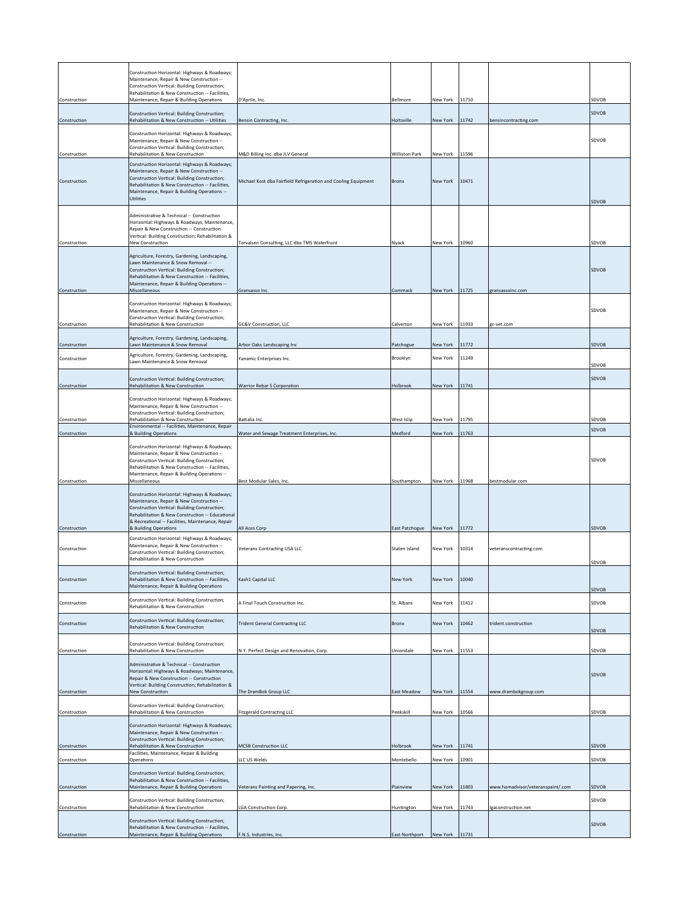| | | | | | | | |
|---|---|---|---|---|---|---|---|
| Construction | Construction Horizontal: Highways & Roadways; Maintenance, Repair & New Construction -- Construction Vertical: Building Construction; Rehabilitation & New Construction -- Facilities, Maintenance, Repair & Building Operations | D'Aprile, Inc. | Bellmore | New York | 11710 | | SDVOB |
| Construction | Construction Vertical: Building Construction; Rehabilitation & New Construction -- Utilities | Bensin Contracting, Inc. | Holtsville | New York | 11742 | bensincontracting.com | SDVOB |
| Construction | Construction Horizontal: Highways & Roadways; Maintenance, Repair & New Construction -- Construction Vertical: Building Construction; Rehabilitation & New Construction | M&D Billing Inc. dba JLV General | Williston Park | New York | 11596 | | SDVOB |
| Construction | Construction Horizontal: Highways & Roadways; Maintenance, Repair & New Construction -- Construction Vertical: Building Construction; Rehabilitation & New Construction -- Facilities, Maintenance, Repair & Building Operations -- Utilities | Michael Kost dba Fairfield Refrigeration and Cooling Equipment | Bronx | New York | 10471 | | SDVOB |
| Construction | Administrative & Technical -- Construction Horizontal: Highways & Roadways; Maintenance, Repair & New Construction -- Construction Vertical: Building Construction; Rehabilitation & New Construction | Torvalsen Consulting, LLC dba TMS Waterfront | Nyack | New York | 10960 | | SDVOB |
| Construction | Agriculture, Forestry, Gardening, Landscaping, Lawn Maintenance & Snow Removal -- Construction Vertical: Building Construction; Rehabilitation & New Construction -- Facilities, Maintenance, Repair & Building Operations -- Miscellaneous | Gransasso Inc. | Commack | New York | 11725 | gransassoinc.com | SDVOB |
| Construction | Construction Horizontal: Highways & Roadways; Maintenance, Repair & New Construction -- Construction Vertical: Building Construction; Rehabilitation & New Construction | GC&V Construction, LLC | Calverton | New York | 11933 | gc-vet.com | SDVOB |
| Construction | Agriculture, Forestry, Gardening, Landscaping, Lawn Maintenance & Snow Removal | Arbor Oaks Landscaping Inc | Patchogue | New York | 11772 | | SDVOB |
| Construction | Agriculture, Forestry, Gardening, Landscaping, Lawn Maintenance & Snow Removal | Yanamic Enterprises Inc. | Brooklyn | New York | 11249 | | SDVOB |
| Construction | Construction Vertical: Building Construction; Rehabilitation & New Construction | Warrior Rebar S Corporation | Holbrook | New York | 11741 | | SDVOB |
| Construction | Construction Horizontal: Highways & Roadways; Maintenance, Repair & New Construction -- Construction Vertical: Building Construction; Rehabilitation & New Construction | Battalia Inc. | West Islip | New York | 11795 | | SDVOB |
| Construction | Environmental -- Facilities, Maintenance, Repair & Building Operations | Water and Sewage Treatment Enterprises, Inc. | Medford | New York | 11763 | | SDVOB |
| Construction | Construction Horizontal: Highways & Roadways; Maintenance, Repair & New Construction -- Construction Vertical: Building Construction; Rehabilitation & New Construction -- Facilities, Maintenance, Repair & Building Operations -- Miscellaneous | Best Modular Sales, Inc. | Southampton | New York | 11968 | bestmodular.com | SDVOB |
| Construction | Construction Horizontal: Highways & Roadways; Maintenance, Repair & New Construction -- Construction Vertical: Building Construction; Rehabilitation & New Construction -- Educational & Recreational -- Facilities, Maintenance, Repair & Building Operations | All Aces Corp | East Patchogue | New York | 11772 | | SDVOB |
| Construction | Construction Horizontal: Highways & Roadways; Maintenance, Repair & New Construction -- Construction Vertical: Building Construction; Rehabilitation & New Construction | Veterans Contracting USA LLC | Staten Island | New York | 10314 | veteranscontracting.com | SDVOB |
| Construction | Construction Vertical: Building Construction; Rehabilitation & New Construction -- Facilities, Maintenance, Repair & Building Operations | Kash1 Capital LLC | New York | New York | 10040 | | SDVOB |
| Construction | Construction Vertical: Building Construction; Rehabilitation & New Construction | A Final Touch Construction Inc. | St. Albans | New York | 11412 | | SDVOB |
| Construction | Construction Vertical: Building Construction; Rehabilitation & New Construction | Trident General Contracting LLC | Bronx | New York | 10462 | trident.construction | SDVOB |
| Construction | Construction Vertical: Building Construction; Rehabilitation & New Construction | N.Y. Perfect Design and Renovation, Corp. | Uniondale | New York | 11553 | | SDVOB |
| Construction | Administrative & Technical -- Construction Horizontal: Highways & Roadways; Maintenance, Repair & New Construction -- Construction Vertical: Building Construction; Rehabilitation & New Construction | The DramBok Group LLC | East Meadow | New York | 11554 | www.drambokgroup.com | SDVOB |
| Construction | Construction Vertical: Building Construction; Rehabilitation & New Construction | Fitzgerald Contracting LLC | Peekskill | New York | 10566 | | SDVOB |
| Construction | Construction Horizontal: Highways & Roadways; Maintenance, Repair & New Construction -- Construction Vertical: Building Construction; Rehabilitation & New Construction | MCSB Construction LLC | Holbrook | New York | 11741 | | SDVOB |
| Construction | Facilities, Maintenance, Repair & Building Operations | LLC US Welds | Montebello | New York | 10901 | | SDVOB |
| Construction | Construction Vertical: Building Construction; Rehabilitation & New Construction -- Facilities, Maintenance, Repair & Building Operations | Veterans Painting and Papering, Inc. | Plainview | New York | 11803 | www.homadvisor/veteranspaint/.com | SDVOB |
| Construction | Construction Vertical: Building Construction; Rehabilitation & New Construction | LGA Construction Corp. | Huntington | New York | 11743 | lgaconstruction.net | SDVOB |
| Construction | Construction Vertical: Building Construction; Rehabilitation & New Construction -- Facilities, Maintenance, Repair & Building Operations | F.N.S. Industries, Inc. | East Northport | New York | 11731 | | SDVOB |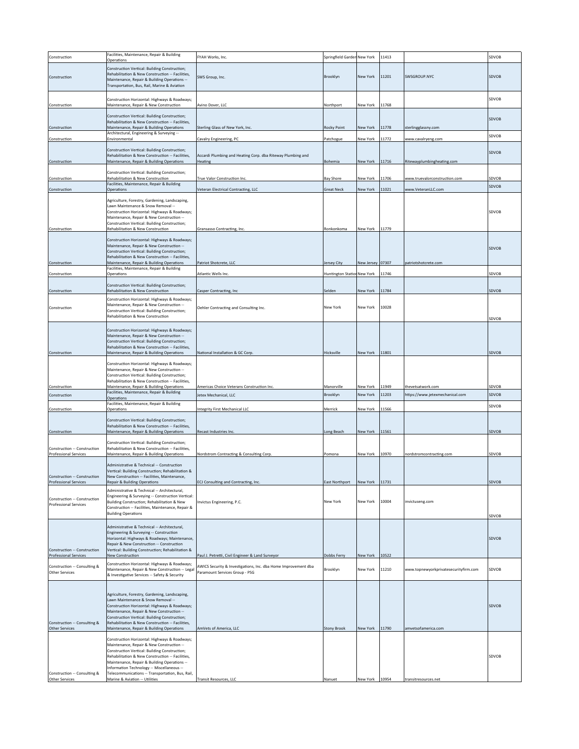| Construction | Facilities, Maintenance, Repair & Building Operations | FYAH Works, Inc. | Springfield Gardens | New York | 11413 | | SDVOB |
|---|---|---|---|---|---|---|---|
| Construction | Construction Vertical: Building Construction; Rehabilitation & New Construction -- Facilities, Maintenance, Repair & Building Operations -- Transportation, Bus, Rail, Marine & Aviation | SWS Group, Inc. | Brooklyn | New York | 11201 | SWSGROUP.NYC | SDVOB |
| Construction | Construction Horizontal: Highways & Roadways; Maintenance, Repair & New Construction | Avino Dover, LLC | Northport | New York | 11768 | | SDVOB |
| Construction | Construction Vertical: Building Construction; Rehabilitation & New Construction -- Facilities, Maintenance, Repair & Building Operations | Sterling Glass of New York, Inc. | Rocky Point | New York | 11778 | sterlingglassny.com | SDVOB |
| Construction | Architectural, Engineering & Surveying -- Environmental | Cavalry Engineering, PC | Patchogue | New York | 11772 | www.cavalryeng.com | SDVOB |
| Construction | Construction Vertical: Building Construction; Rehabilitation & New Construction -- Facilities, Maintenance, Repair & Building Operations | Accardi Plumbing and Heating Corp. dba Riteway Plumbing and Heating | Bohemia | New York | 11716 | Ritewayplumbingheating.com | SDVOB |
| Construction | Construction Vertical: Building Construction; Rehabilitation & New Construction | True Valor Construction Inc. | Bay Shore | New York | 11706 | www.truevalorconstruction.com | SDVOB |
| Construction | Facilities, Maintenance, Repair & Building Operations | Veteran Electrical Contracting, LLC | Great Neck | New York | 11021 | www.VeteranLLC.com | SDVOB |
| Construction | Agriculture, Forestry, Gardening, Landscaping, Lawn Maintenance & Snow Removal -- Construction Horizontal: Highways & Roadways; Maintenance, Repair & New Construction -- Construction Vertical: Building Construction; Rehabilitation & New Construction | Gransasso Contracting, Inc. | Ronkonkoma | New York | 11779 | | SDVOB |
| Construction | Construction Horizontal: Highways & Roadways; Maintenance, Repair & New Construction -- Construction Vertical: Building Construction; Rehabilitation & New Construction -- Facilities, Maintenance, Repair & Building Operations | Patriot Shotcrete, LLC | Jersey City | New Jersey | 07307 | patriotshotcrete.com | SDVOB |
| Construction | Facilities, Maintenance, Repair & Building Operations | Atlantic Wells Inc. | Huntington Station | New York | 11746 | | SDVOB |
| Construction | Construction Vertical: Building Construction; Rehabilitation & New Construction | Casper Contracting, Inc | Selden | New York | 11784 | | SDVOB |
| Construction | Construction Horizontal: Highways & Roadways; Maintenance, Repair & New Construction -- Construction Vertical: Building Construction; Rehabilitation & New Construction | Oehler Contracting and Consulting Inc. | New York | New York | 10028 | | SDVOB |
| Construction | Construction Horizontal: Highways & Roadways; Maintenance, Repair & New Construction -- Construction Vertical: Building Construction; Rehabilitation & New Construction -- Facilities, Maintenance, Repair & Building Operations | National Installation & GC Corp. | Hicksville | New York | 11801 | | SDVOB |
| Construction | Construction Horizontal: Highways & Roadways; Maintenance, Repair & New Construction -- Construction Vertical: Building Construction; Rehabilitation & New Construction -- Facilities, Maintenance, Repair & Building Operations | Americas Choice Veterans Construction Inc. | Manorville | New York | 11949 | thevetsatwork.com | SDVOB |
| Construction | Facilities, Maintenance, Repair & Building Operations | Jetex Mechanical, LLC | Brooklyn | New York | 11203 | https://www.jetexmechanical.com | SDVOB |
| Construction | Facilities, Maintenance, Repair & Building Operations | Integrity First Mechanical LLC | Merrick | New York | 11566 | | SDVOB |
| Construction | Construction Vertical: Building Construction; Rehabilitation & New Construction -- Facilities, Maintenance, Repair & Building Operations | Recast Industries Inc. | Long Beach | New York | 11561 | | SDVOB |
| Construction -- Construction Professional Services | Construction Vertical: Building Construction; Rehabilitation & New Construction -- Facilities, Maintenance, Repair & Building Operations | Nordstrom Contracting & Consulting Corp. | Pomona | New York | 10970 | nordstromcontracting.com | SDVOB |
| Construction -- Construction Professional Services | Administrative & Technical -- Construction Vertical: Building Construction; Rehabilitation & New Construction -- Facilities, Maintenance, Repair & Building Operations | ECJ Consulting and Contracting, Inc. | East Northport | New York | 11731 | | SDVOB |
| Construction -- Construction Professional Services | Administrative & Technical -- Architectural, Engineering & Surveying -- Construction Vertical: Building Construction; Rehabilitation & New Construction -- Facilities, Maintenance, Repair & Building Operations | Invictus Engineering, P.C. | New York | New York | 10004 | invictuseng.com | SDVOB |
| Construction -- Construction Professional Services | Administrative & Technical -- Architectural, Engineering & Surveying -- Construction Horizontal: Highways & Roadways; Maintenance, Repair & New Construction -- Construction Vertical: Building Construction; Rehabilitation & New Construction | Paul J. Petretti, Civil Engineer & Land Surveyor | Dobbs Ferry | New York | 10522 | | SDVOB |
| Construction -- Consulting & Other Services | Construction Horizontal: Highways & Roadways; Maintenance, Repair & New Construction -- Legal & Investigative Services -- Safety & Security | AWICS Security & Investigations, Inc. dba Home Improvement dba Paramount Services Group - PSG | Brooklyn | New York | 11210 | www.topnewyorkprivatesecurityfirm.com | SDVOB |
| Construction -- Consulting & Other Services | Agriculture, Forestry, Gardening, Landscaping, Lawn Maintenance & Snow Removal -- Construction Horizontal: Highways & Roadways; Maintenance, Repair & New Construction -- Construction Vertical: Building Construction; Rehabilitation & New Construction -- Facilities, Maintenance, Repair & Building Operations | AmVets of America, LLC | Stony Brook | New York | 11790 | amvetsofamerica.com | SDVOB |
| Construction -- Consulting & Other Services | Construction Horizontal: Highways & Roadways; Maintenance, Repair & New Construction -- Construction Vertical: Building Construction; Rehabilitation & New Construction -- Facilities, Maintenance, Repair & Building Operations -- Information Technology -- Miscellaneous -- Telecommunications -- Transportation, Bus, Rail, Marine & Aviation -- Utilities | Transit Resources, LLC | Nanuet | New York | 10954 | transitresources.net | SDVOB |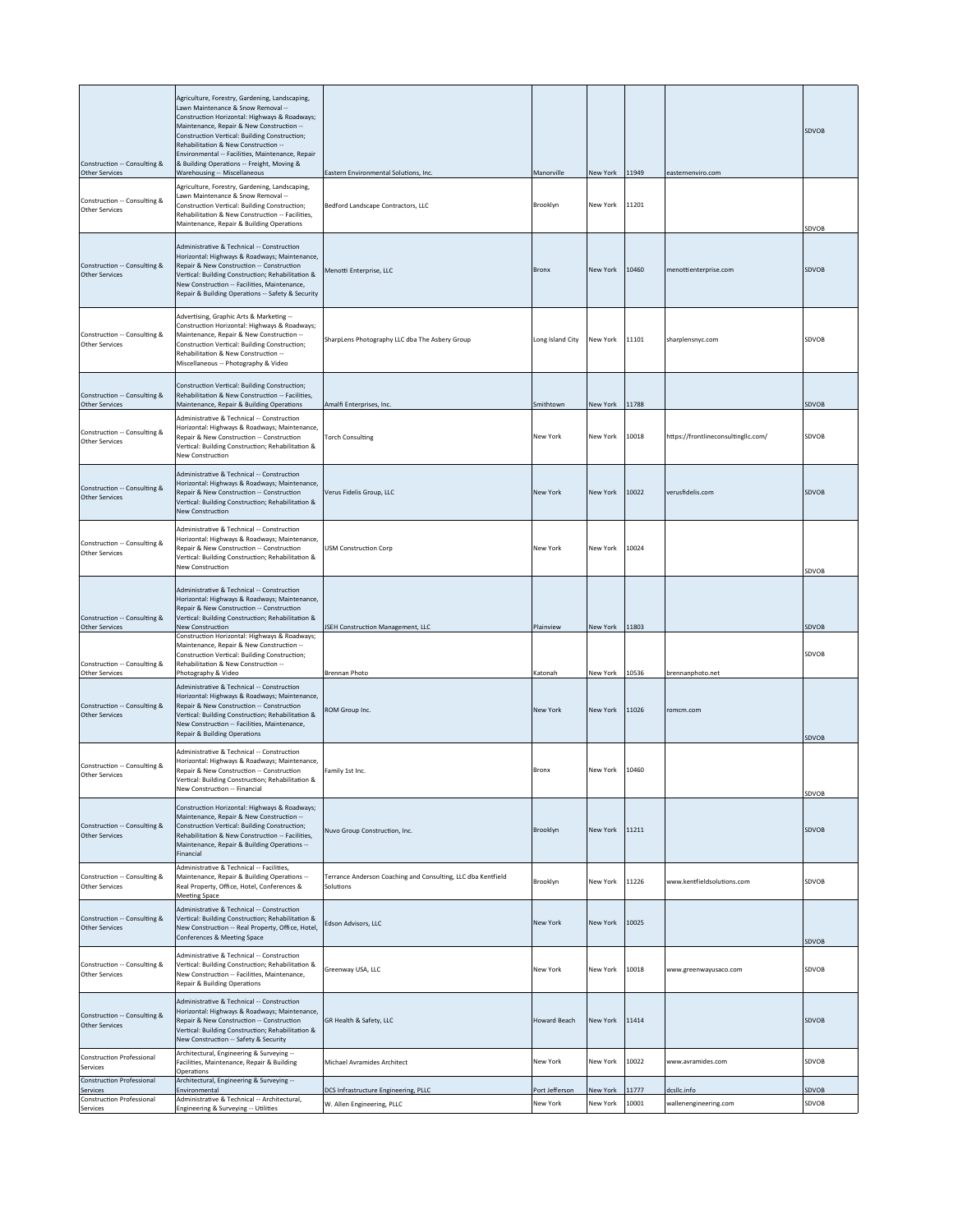| | | | | | | | |
|---|---|---|---|---|---|---|---|
| Construction -- Consulting & Other Services | Agriculture, Forestry, Gardening, Landscaping, Lawn Maintenance & Snow Removal -- Construction Horizontal: Highways & Roadways; Maintenance, Repair & New Construction -- Construction Vertical: Building Construction; Rehabilitation & New Construction -- Environmental -- Facilities, Maintenance, Repair & Building Operations -- Freight, Moving & Warehousing -- Miscellaneous | Eastern Environmental Solutions, Inc. | Manorville | New York | 11949 | easternenviro.com | SDVOB |
| Construction -- Consulting & Other Services | Agriculture, Forestry, Gardening, Landscaping, Lawn Maintenance & Snow Removal -- Construction Vertical: Building Construction; Rehabilitation & New Construction -- Facilities, Maintenance, Repair & Building Operations | Bedford Landscape Contractors, LLC | Brooklyn | New York | 11201 | | SDVOB |
| Construction -- Consulting & Other Services | Administrative & Technical -- Construction Horizontal: Highways & Roadways; Maintenance, Repair & New Construction -- Construction Vertical: Building Construction; Rehabilitation & New Construction -- Facilities, Maintenance, Repair & Building Operations -- Safety & Security | Menotti Enterprise, LLC | Bronx | New York | 10460 | menottienterprise.com | SDVOB |
| Construction -- Consulting & Other Services | Advertising, Graphic Arts & Marketing -- Construction Horizontal: Highways & Roadways; Maintenance, Repair & New Construction -- Construction Vertical: Building Construction; Rehabilitation & New Construction -- Miscellaneous -- Photography & Video | SharpLens Photography LLC dba The Asbery Group | Long Island City | New York | 11101 | sharplensnyc.com | SDVOB |
| Construction -- Consulting & Other Services | Construction Vertical: Building Construction; Rehabilitation & New Construction -- Facilities, Maintenance, Repair & Building Operations | Amalfi Enterprises, Inc. | Smithtown | New York | 11788 | | SDVOB |
| Construction -- Consulting & Other Services | Administrative & Technical -- Construction Horizontal: Highways & Roadways; Maintenance, Repair & New Construction -- Construction Vertical: Building Construction; Rehabilitation & New Construction | Torch Consulting | New York | New York | 10018 | https://frontlineconsultingllc.com/ | SDVOB |
| Construction -- Consulting & Other Services | Administrative & Technical -- Construction Horizontal: Highways & Roadways; Maintenance, Repair & New Construction -- Construction Vertical: Building Construction; Rehabilitation & New Construction | Verus Fidelis Group, LLC | New York | New York | 10022 | verusfidelis.com | SDVOB |
| Construction -- Consulting & Other Services | Administrative & Technical -- Construction Horizontal: Highways & Roadways; Maintenance, Repair & New Construction -- Construction Vertical: Building Construction; Rehabilitation & New Construction | USM Construction Corp | New York | New York | 10024 | | SDVOB |
| Construction -- Consulting & Other Services | Administrative & Technical -- Construction Horizontal: Highways & Roadways; Maintenance, Repair & New Construction -- Construction Vertical: Building Construction; Rehabilitation & New Construction | JSEH Construction Management, LLC | Plainview | New York | 11803 | | SDVOB |
| Construction -- Consulting & Other Services | Construction Horizontal: Highways & Roadways; Maintenance, Repair & New Construction -- Construction Vertical: Building Construction; Rehabilitation & New Construction -- Photography & Video | Brennan Photo | Katonah | New York | 10536 | brennanphoto.net | SDVOB |
| Construction -- Consulting & Other Services | Administrative & Technical -- Construction Horizontal: Highways & Roadways; Maintenance, Repair & New Construction -- Construction Vertical: Building Construction; Rehabilitation & New Construction -- Facilities, Maintenance, Repair & Building Operations | ROM Group Inc. | New York | New York | 11026 | romcm.com | SDVOB |
| Construction -- Consulting & Other Services | Administrative & Technical -- Construction Horizontal: Highways & Roadways; Maintenance, Repair & New Construction -- Construction Vertical: Building Construction; Rehabilitation & New Construction -- Financial | Family 1st Inc. | Bronx | New York | 10460 | | SDVOB |
| Construction -- Consulting & Other Services | Construction Horizontal: Highways & Roadways; Maintenance, Repair & New Construction -- Construction Vertical: Building Construction; Rehabilitation & New Construction -- Facilities, Maintenance, Repair & Building Operations -- Financial | Nuvo Group Construction, Inc. | Brooklyn | New York | 11211 | | SDVOB |
| Construction -- Consulting & Other Services | Administrative & Technical -- Facilities, Maintenance, Repair & Building Operations -- Real Property, Office, Hotel, Conferences & Meeting Space | Terrance Anderson Coaching and Consulting, LLC dba Kentfield Solutions | Brooklyn | New York | 11226 | www.kentfieldsolutions.com | SDVOB |
| Construction -- Consulting & Other Services | Administrative & Technical -- Construction Vertical: Building Construction; Rehabilitation & New Construction -- Real Property, Office, Hotel, Conferences & Meeting Space | Edson Advisors, LLC | New York | New York | 10025 | | SDVOB |
| Construction -- Consulting & Other Services | Administrative & Technical -- Construction Vertical: Building Construction; Rehabilitation & New Construction -- Facilities, Maintenance, Repair & Building Operations | Greenway USA, LLC | New York | New York | 10018 | www.greenwayusaco.com | SDVOB |
| Construction -- Consulting & Other Services | Administrative & Technical -- Construction Horizontal: Highways & Roadways; Maintenance, Repair & New Construction -- Construction Vertical: Building Construction; Rehabilitation & New Construction -- Safety & Security | GR Health & Safety, LLC | Howard Beach | New York | 11414 | | SDVOB |
| Construction Professional Services | Architectural, Engineering & Surveying -- Facilities, Maintenance, Repair & Building Operations | Michael Avramides Architect | New York | New York | 10022 | www.avramides.com | SDVOB |
| Construction Professional Services | Architectural, Engineering & Surveying -- Environmental | DCS Infrastructure Engineering, PLLC | Port Jefferson | New York | 11777 | dcsllc.info | SDVOB |
| Construction Professional Services | Administrative & Technical -- Architectural, Engineering & Surveying -- Utilities | W. Allen Engineering, PLLC | New York | New York | 10001 | wallenengineering.com | SDVOB |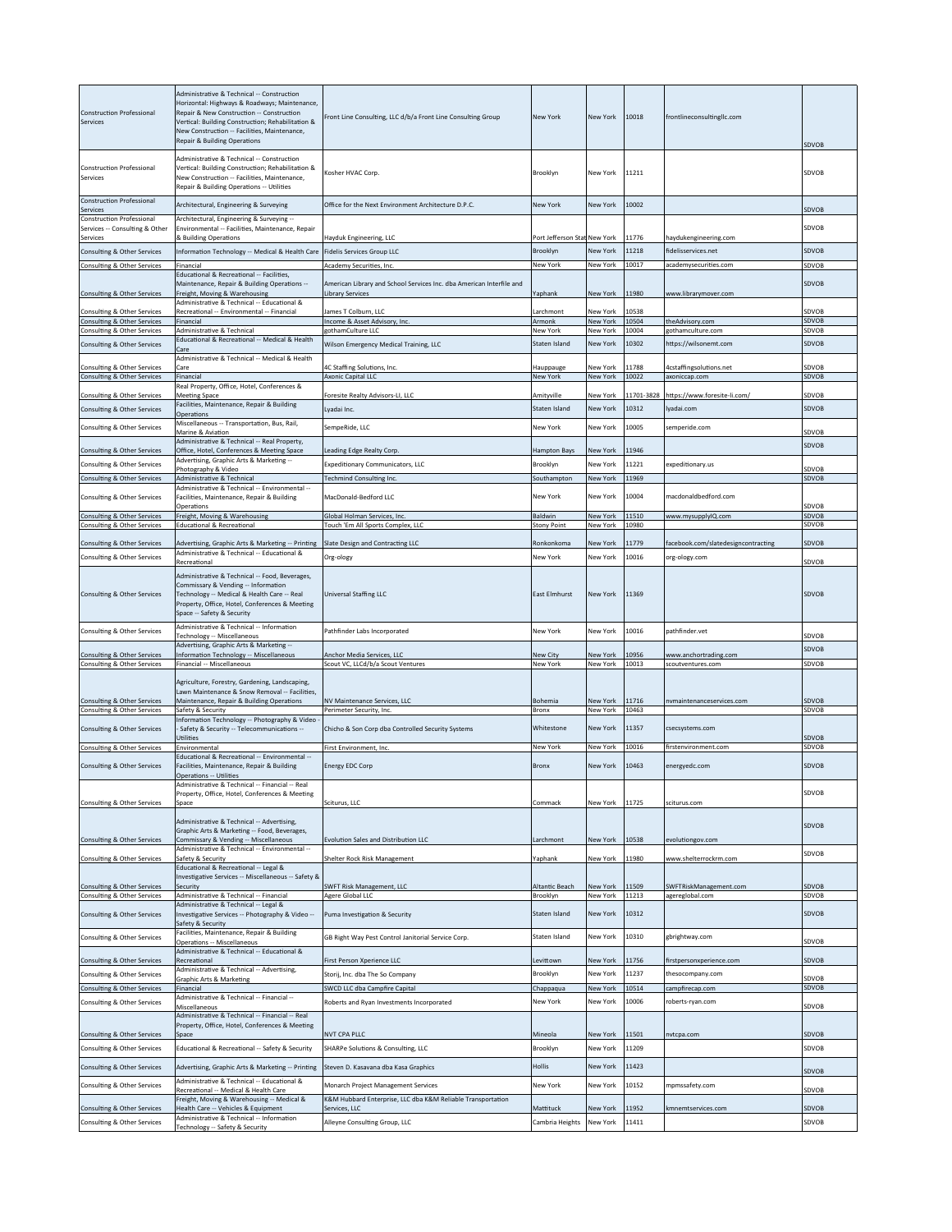| | | | | | | | |
|---|---|---|---|---|---|---|---|
| Construction Professional Services | Administrative & Technical -- Construction Horizontal: Highways & Roadways; Maintenance, Repair & New Construction -- Construction Vertical: Building Construction; Rehabilitation & New Construction -- Facilities, Maintenance, Repair & Building Operations | Front Line Consulting, LLC d/b/a Front Line Consulting Group | New York | New York | 10018 | frontlineconsultingllc.com | SDVOB |
| Construction Professional Services | Administrative & Technical -- Construction Vertical: Building Construction; Rehabilitation & New Construction -- Facilities, Maintenance, Repair & Building Operations -- Utilities | Kosher HVAC Corp. | Brooklyn | New York | 11211 | | SDVOB |
| Construction Professional Services | Architectural, Engineering & Surveying | Office for the Next Environment Architecture D.P.C. | New York | New York | 10002 | | SDVOB |
| Construction Professional Services -- Consulting & Other Services | Architectural, Engineering & Surveying -- Environmental -- Facilities, Maintenance, Repair & Building Operations | Hayduk Engineering, LLC | Port Jefferson Stat | New York | 11776 | haydukengineering.com | SDVOB |
| Consulting & Other Services | Information Technology -- Medical & Health Care | Fidelis Services Group LLC | Brooklyn | New York | 11218 | fidelisservices.net | SDVOB |
| Consulting & Other Services | Financial | Academy Securities, Inc. | New York | New York | 10017 | academysecurities.com | SDVOB |
| Consulting & Other Services | Educational & Recreational -- Facilities, Maintenance, Repair & Building Operations -- Freight, Moving & Warehousing | American Library and School Services Inc. dba American Interfile and Library Services | Yaphank | New York | 11980 | www.librarymover.com | SDVOB |
| Consulting & Other Services | Administrative & Technical -- Educational & Recreational -- Environmental -- Financial | James T Colburn, LLC | Larchmont | New York | 10538 | | SDVOB |
| Consulting & Other Services | Financial | Income & Asset Advisory, Inc. | Armonk | New York | 10504 | theAdvisory.com | SDVOB |
| Consulting & Other Services | Administrative & Technical | gothamCulture LLC | New York | New York | 10004 | gothamculture.com | SDVOB |
| Consulting & Other Services | Educational & Recreational -- Medical & Health Care | Wilson Emergency Medical Training, LLC | Staten Island | New York | 10302 | https://wilsonemt.com | SDVOB |
| Consulting & Other Services | Administrative & Technical -- Medical & Health Care | 4C Staffing Solutions, Inc. | Hauppauge | New York | 11788 | 4cstaffingsolutions.net | SDVOB |
| Consulting & Other Services | Financial | Axonic Capital LLC | New York | New York | 10022 | axoniccap.com | SDVOB |
| Consulting & Other Services | Real Property, Office, Hotel, Conferences & Meeting Space | Foresite Realty Advisors-LI, LLC | Amityville | New York | 11701-3828 | https://www.foresite-li.com/ | SDVOB |
| Consulting & Other Services | Facilities, Maintenance, Repair & Building Operations | Lyadai Inc. | Staten Island | New York | 10312 | lyadai.com | SDVOB |
| Consulting & Other Services | Miscellaneous -- Transportation, Bus, Rail, Marine & Aviation | SempeRide, LLC | New York | New York | 10005 | semperide.com | SDVOB |
| Consulting & Other Services | Administrative & Technical -- Real Property, Office, Hotel, Conferences & Meeting Space | Leading Edge Realty Corp. | Hampton Bays | New York | 11946 | | SDVOB |
| Consulting & Other Services | Advertising, Graphic Arts & Marketing -- Photography & Video | Expeditionary Communicators, LLC | Brooklyn | New York | 11221 | expeditionary.us | SDVOB |
| Consulting & Other Services | Administrative & Technical | Techmind Consulting Inc. | Southampton | New York | 11969 | | SDVOB |
| Consulting & Other Services | Administrative & Technical -- Environmental -- Facilities, Maintenance, Repair & Building Operations | MacDonald-Bedford LLC | New York | New York | 10004 | macdonaldbedford.com | SDVOB |
| Consulting & Other Services | Freight, Moving & Warehousing | Global Holman Services, Inc. | Baldwin | New York | 11510 | www.mysupplyIQ.com | SDVOB |
| Consulting & Other Services | Educational & Recreational | Touch 'Em All Sports Complex, LLC | Stony Point | New York | 10980 | | SDVOB |
| Consulting & Other Services | Advertising, Graphic Arts & Marketing -- Printing | Slate Design and Contracting LLC | Ronkonkoma | New York | 11779 | facebook.com/slatedesigncontracting | SDVOB |
| Consulting & Other Services | Administrative & Technical -- Educational & Recreational | Org-ology | New York | New York | 10016 | org-ology.com | SDVOB |
| Consulting & Other Services | Administrative & Technical -- Food, Beverages, Commissary & Vending -- Information Technology -- Medical & Health Care -- Real Property, Office, Hotel, Conferences & Meeting Space -- Safety & Security | Universal Staffing LLC | East Elmhurst | New York | 11369 | | SDVOB |
| Consulting & Other Services | Administrative & Technical -- Information Technology -- Miscellaneous | Pathfinder Labs Incorporated | New York | New York | 10016 | pathfinder.vet | SDVOB |
| Consulting & Other Services | Advertising, Graphic Arts & Marketing -- Information Technology -- Miscellaneous | Anchor Media Services, LLC | New City | New York | 10956 | www.anchortrading.com | SDVOB |
| Consulting & Other Services | Financial -- Miscellaneous | Scout VC, LLCd/b/a Scout Ventures | New York | New York | 10013 | scoutventures.com | SDVOB |
| Consulting & Other Services | Agriculture, Forestry, Gardening, Landscaping, Lawn Maintenance & Snow Removal -- Facilities, Maintenance, Repair & Building Operations | NV Maintenance Services, LLC | Bohemia | New York | 11716 | nvmaintenanceservices.com | SDVOB |
| Consulting & Other Services | Safety & Security | Perimeter Security, Inc. | Bronx | New York | 10463 | | SDVOB |
| Consulting & Other Services | Information Technology -- Photography & Video -- Safety & Security -- Telecommunications -- Utilities | Chicho & Son Corp dba Controlled Security Systems | Whitestone | New York | 11357 | csecsystems.com | SDVOB |
| Consulting & Other Services | Environmental | First Environment, Inc. | New York | New York | 10016 | firstenvironment.com | SDVOB |
| Consulting & Other Services | Educational & Recreational -- Environmental -- Facilities, Maintenance, Repair & Building Operations -- Utilities | Energy EDC Corp | Bronx | New York | 10463 | energyedc.com | SDVOB |
| Consulting & Other Services | Administrative & Technical -- Financial -- Real Property, Office, Hotel, Conferences & Meeting Space | Sciturus, LLC | Commack | New York | 11725 | sciturus.com | SDVOB |
| Consulting & Other Services | Administrative & Technical -- Advertising, Graphic Arts & Marketing -- Food, Beverages, Commissary & Vending -- Miscellaneous | Evolution Sales and Distribution LLC | Larchmont | New York | 10538 | evolutiongov.com | SDVOB |
| Consulting & Other Services | Administrative & Technical -- Environmental -- Safety & Security | Shelter Rock Risk Management | Yaphank | New York | 11980 | www.shelterrockrm.com | SDVOB |
| Consulting & Other Services | Educational & Recreational -- Legal & Investigative Services -- Miscellaneous -- Safety & Security | SWFT Risk Management, LLC | Altantic Beach | New York | 11509 | SWFTRiskManagement.com | SDVOB |
| Consulting & Other Services | Administrative & Technical -- Financial | Agere Global LLC | Brooklyn | New York | 11213 | agereglobal.com | SDVOB |
| Consulting & Other Services | Administrative & Technical -- Legal & Investigative Services -- Photography & Video -- Safety & Security | Puma Investigation & Security | Staten Island | New York | 10312 | | SDVOB |
| Consulting & Other Services | Facilities, Maintenance, Repair & Building Operations -- Miscellaneous | GB Right Way Pest Control Janitorial Service Corp. | Staten Island | New York | 10310 | gbrightway.com | SDVOB |
| Consulting & Other Services | Administrative & Technical -- Educational & Recreational | First Person Xperience LLC | Levittown | New York | 11756 | firstpersonxperience.com | SDVOB |
| Consulting & Other Services | Administrative & Technical -- Advertising, Graphic Arts & Marketing | Storij, Inc. dba The So Company | Brooklyn | New York | 11237 | thesocompany.com | SDVOB |
| Consulting & Other Services | Financial | SWCD LLC dba Campfire Capital | Chappaqua | New York | 10514 | campfirecap.com | SDVOB |
| Consulting & Other Services | Administrative & Technical -- Financial -- Miscellaneous | Roberts and Ryan Investments Incorporated | New York | New York | 10006 | roberts-ryan.com | SDVOB |
| Consulting & Other Services | Administrative & Technical -- Financial -- Real Property, Office, Hotel, Conferences & Meeting Space | NVT CPA PLLC | Mineola | New York | 11501 | nvtcpa.com | SDVOB |
| Consulting & Other Services | Educational & Recreational -- Safety & Security | SHARPe Solutions & Consulting, LLC | Brooklyn | New York | 11209 | | SDVOB |
| Consulting & Other Services | Advertising, Graphic Arts & Marketing -- Printing | Steven D. Kasavana dba Kasa Graphics | Hollis | New York | 11423 | | SDVOB |
| Consulting & Other Services | Administrative & Technical -- Educational & Recreational -- Medical & Health Care | Monarch Project Management Services | New York | New York | 10152 | mpmssafety.com | SDVOB |
| Consulting & Other Services | Freight, Moving & Warehousing -- Medical & Health Care -- Vehicles & Equipment | K&M Hubbard Enterprise, LLC dba K&M Reliable Transportation Services, LLC | Mattituck | New York | 11952 | kmnemtservices.com | SDVOB |
| Consulting & Other Services | Administrative & Technical -- Information Technology -- Safety & Security | Alleyne Consulting Group, LLC | Cambria Heights | New York | 11411 | | SDVOB |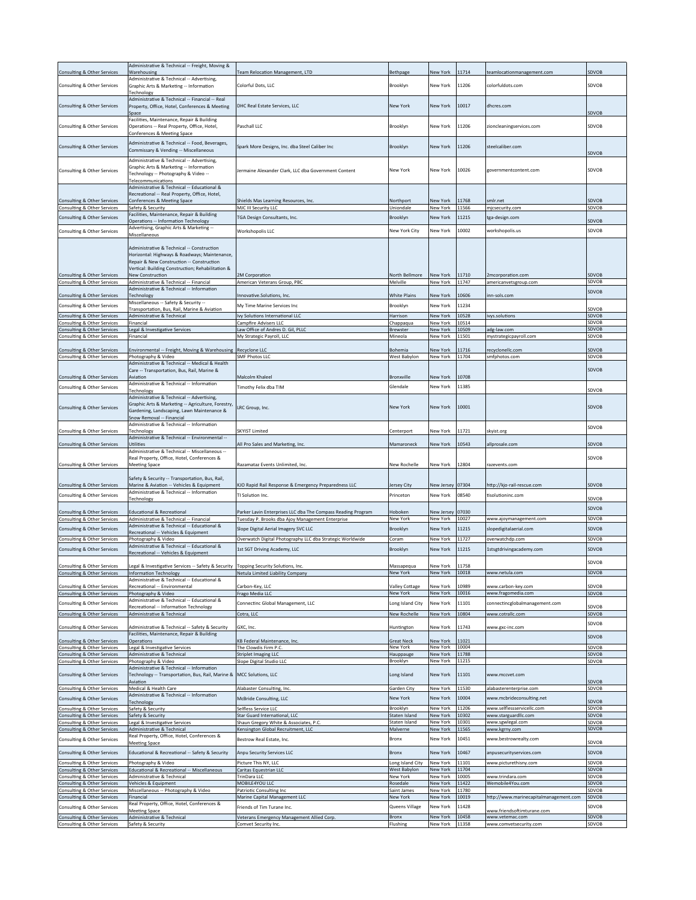| | | | | | | | |
|---|---|---|---|---|---|---|---|
| Consulting & Other Services | Administrative & Technical -- Freight, Moving & Warehousing | Team Relocation Management, LTD | Bethpage | New York | 11714 | teamlocationmanagement.com | SDVOB |
| Consulting & Other Services | Administrative & Technical -- Advertising, Graphic Arts & Marketing -- Information Technology | Colorful Dots, LLC | Brooklyn | New York | 11206 | colorfuldots.com | SDVOB |
| Consulting & Other Services | Administrative & Technical -- Financial -- Real Property, Office, Hotel, Conferences & Meeting Space | DHC Real Estate Services, LLC | New York | New York | 10017 | dhcres.com | SDVOB |
| Consulting & Other Services | Facilities, Maintenance, Repair & Building Operations -- Real Property, Office, Hotel, Conferences & Meeting Space | Paschall LLC | Brooklyn | New York | 11206 | zioncleaningservices.com | SDVOB |
| Consulting & Other Services | Administrative & Technical -- Food, Beverages, Commissary & Vending -- Miscellaneous | Spark More Designs, Inc. dba Steel Caliber Inc | Brooklyn | New York | 11206 | steelcaliber.com | SDVOB |
| Consulting & Other Services | Administrative & Technical -- Advertising, Graphic Arts & Marketing -- Information Technology -- Photography & Video -- Telecommunications | Jermaine Alexander Clark, LLC dba Government Content | New York | New York | 10026 | governmentcontent.com | SDVOB |
| Consulting & Other Services | Administrative & Technical -- Educational & Recreational -- Real Property, Office, Hotel, Conferences & Meeting Space | Shields Mas Learning Resources, Inc. | Northport | New York | 11768 | smlr.net | SDVOB |
| Consulting & Other Services | Safety & Security | MJC III Security LLC | Uniondale | New York | 11566 | mjcsecurity.com | SDVOB |
| Consulting & Other Services | Facilities, Maintenance, Repair & Building Operations -- Information Technology | TGA Design Consultants, Inc. | Brooklyn | New York | 11215 | tga-design.com | SDVOB |
| Consulting & Other Services | Advertising, Graphic Arts & Marketing -- Miscellaneous | Workshopolis LLC | New York City | New York | 10002 | workshopolis.us | SDVOB |
| Consulting & Other Services | Administrative & Technical -- Construction Horizontal: Highways & Roadways; Maintenance, Repair & New Construction -- Construction Vertical: Building Construction; Rehabilitation & New Construction | 2M Corporation | North Bellmore | New York | 11710 | 2mcorporation.com | SDVOB |
| Consulting & Other Services | Administrative & Technical -- Financial | American Veterans Group, PBC | Melville | New York | 11747 | americanvetsgroup.com | SDVOB |
| Consulting & Other Services | Administrative & Technical -- Information Technology | Innovative.Solutions, Inc. | White Plains | New York | 10606 | inn-sols.com | SDVOB |
| Consulting & Other Services | Miscellaneous -- Safety & Security -- Transportation, Bus, Rail, Marine & Aviation | My Time Marine Services Inc | Brooklyn | New York | 11234 | | SDVOB |
| Consulting & Other Services | Administrative & Technical | Ivy Solutions International LLC | Harrison | New York | 10528 | ivys.solutions | SDVOB |
| Consulting & Other Services | Financial | Campfire Advisers LLC | Chappaqua | New York | 10514 | | SDVOB |
| Consulting & Other Services | Legal & Investigative Services | Law Office of Andres D. Gil, PLLC | Brewster | New York | 10509 | adg-law.com | SDVOB |
| Consulting & Other Services | Financial | My Strategic Payroll, LLC | Mineola | New York | 11501 | mystrategicpayroll.com | SDVOB |
| Consulting & Other Services | Environmental -- Freight, Moving & Warehousing | Recyclone LLC | Bohemia | New York | 11716 | recyclonellc.com | SDVOB |
| Consulting & Other Services | Photography & Video | SMF Photos LLC | West Babylon | New York | 11704 | smfphotos.com | SDVOB |
| Consulting & Other Services | Administrative & Technical -- Medical & Health Care -- Transportation, Bus, Rail, Marine & Aviation | Malcolm Khaleel | Bronxville | New York | 10708 | | SDVOB |
| Consulting & Other Services | Administrative & Technical -- Information Technology | Timothy Felix dba TIM | Glendale | New York | 11385 | | SDVOB |
| Consulting & Other Services | Administrative & Technical -- Advertising, Graphic Arts & Marketing -- Agriculture, Forestry, Gardening, Landscaping, Lawn Maintenance & Snow Removal -- Financial | LRC Group, Inc. | New York | New York | 10001 | | SDVOB |
| Consulting & Other Services | Administrative & Technical -- Information Technology | SKYIST Limited | Centerport | New York | 11721 | skyist.org | SDVOB |
| Consulting & Other Services | Administrative & Technical -- Environmental -- Utilities | All Pro Sales and Marketing, Inc. | Mamaroneck | New York | 10543 | allprosale.com | SDVOB |
| Consulting & Other Services | Administrative & Technical -- Miscellaneous -- Real Property, Office, Hotel, Conferences & Meeting Space | Razamataz Events Unlimited, Inc. | New Rochelle | New York | 12804 | razevents.com | SDVOB |
| Consulting & Other Services | Safety & Security -- Transportation, Bus, Rail, Marine & Aviation -- Vehicles & Equipment | KJO Rapid Rail Response & Emergency Preparedness LLC | Jersey City | New Jersey | 07304 | http://kjo-rail-rescue.com | SDVOB |
| Consulting & Other Services | Administrative & Technical -- Information Technology | TI Solution Inc. | Princeton | New York | 08540 | tisolutioninc.com | SDVOB |
| Consulting & Other Services | Educational & Recreational | Parker Lavin Enterprises LLC dba The Compass Reading Program | Hoboken | New Jersey | 07030 | | SDVOB |
| Consulting & Other Services | Administrative & Technical -- Financial | Tuesday P. Brooks dba Ajoy Management Enterprise | New York | New York | 10027 | www.ajoymanagement.com | SDVOB |
| Consulting & Other Services | Administrative & Technical -- Educational & Recreational -- Vehicles & Equipment | Slope Digital Aerial Imagery SVC LLC | Brooklyn | New York | 11215 | slopedigitalaerial.com | SDVOB |
| Consulting & Other Services | Photography & Video | Overwatch Digital Photography LLC dba Strategic Worldwide | Coram | New York | 11727 | overwatchdp.com | SDVOB |
| Consulting & Other Services | Administrative & Technical -- Educational & Recreational -- Vehicles & Equipment | 1st SGT Driving Academy, LLC | Brooklyn | New York | 11215 | 1stsgtdrivingacademy.com | SDVOB |
| Consulting & Other Services | Legal & Investigative Services -- Safety & Security | Topping Security Solutions, Inc. | Massapequa | New York | 11758 | | SDVOB |
| Consulting & Other Services | Information Technology | Netula Limited Liability Company | New York | New York | 10018 | www.netula.com | SDVOB |
| Consulting & Other Services | Administrative & Technical -- Educational & Recreational -- Environmental | Carbon-Key, LLC | Valley Cottage | New York | 10989 | www.carbon-key.com | SDVOB |
| Consulting & Other Services | Photography & Video | Frago Media LLC | New York | New York | 10016 | www.fragomedia.com | SDVOB |
| Consulting & Other Services | Administrative & Technical -- Educational & Recreational -- Information Technology | Connectinc Global Management, LLC | Long Island City | New York | 11101 | connectincglobalmanagement.com | SDVOB |
| Consulting & Other Services | Administrative & Technical | Cotra, LLC | New Rochelle | New York | 10804 | www.cotrallc.com | SDVOB |
| Consulting & Other Services | Administrative & Technical -- Safety & Security | GXC, Inc. | Huntington | New York | 11743 | www.gxc-inc.com | SDVOB |
| Consulting & Other Services | Facilities, Maintenance, Repair & Building Operations | KB Federal Maintenance, Inc. | Great Neck | New York | 11021 | | SDVOB |
| Consulting & Other Services | Legal & Investigative Services | The Clowdis Firm P.C. | New York | New York | 10004 | | SDVOB |
| Consulting & Other Services | Administrative & Technical | Striplet Imaging LLC | Hauppauge | New York | 11788 | | SDVOB |
| Consulting & Other Services | Photography & Video | Slope Digital Studio LLC | Brooklyn | New York | 11215 | | SDVOB |
| Consulting & Other Services | Administrative & Technical -- Information Technology -- Transportation, Bus, Rail, Marine & Aviation | MCC Solutions, LLC | Long Island | New York | 11101 | www.mccvet.com | SDVOB |
| Consulting & Other Services | Medical & Health Care | Alabaster Consulting, Inc. | Garden City | New York | 11530 | alabasterenterprise.com | SDVOB |
| Consulting & Other Services | Administrative & Technical -- Information Technology | McBride Consulting, LLC | New York | New York | 10004 | www.mcbrideconsulting.net | SDVOB |
| Consulting & Other Services | Safety & Security | Selfless Service LLC | Brooklyn | New York | 11206 | www.selflessservicellc.com | SDVOB |
| Consulting & Other Services | Safety & Security | Star Guard International, LLC | Staten Island | New York | 10302 | www.starguardllc.com | SDVOB |
| Consulting & Other Services | Legal & Investigative Services | Shaun Gregory White & Associates, P.C. | Staten Island | New York | 10301 | www.sgwlegal.com | SDVOB |
| Consulting & Other Services | Administrative & Technical | Kensington Global Recruitment, LLC | Malverne | New York | 11565 | www.kgrny.com | SDVOB |
| Consulting & Other Services | Real Property, Office, Hotel, Conferences & Meeting Space | Bestrow Real Estate, Inc. | Bronx | New York | 10451 | www.bestrowrealty.com | SDVOB |
| Consulting & Other Services | Educational & Recreational -- Safety & Security | Anpu Security Services LLC | Bronx | New York | 10467 | anpusecurityservices.com | SDVOB |
| Consulting & Other Services | Photography & Video | Picture This NY, LLC | Long Island City | New York | 11101 | www.picturethisny.com | SDVOB |
| Consulting & Other Services | Educational & Recreational -- Miscellaneous | Caritas Equestrian LLC | West Babylon | New York | 11704 | | SDVOB |
| Consulting & Other Services | Administrative & Technical | TrinDara LLC | New York | New York | 10005 | www.trindara.com | SDVOB |
| Consulting & Other Services | Vehicles & Equipment | MOBILE4YOU LLC | Rosedale | New York | 11422 | Wemobile4You.com | SDVOB |
| Consulting & Other Services | Miscellaneous -- Photography & Video | Patriotic Consulting Inc | Saint James | New York | 11780 | | SDVOB |
| Consulting & Other Services | Financial | Marine Capital Management LLC | New York | New York | 10019 | http://www.marinecapitalmanagement.com | SDVOB |
| Consulting & Other Services | Real Property, Office, Hotel, Conferences & Meeting Space | Friends of Tim Turane Inc. | Queens Village | New York | 11428 | www.friendsoftimturane.com | SDVOB |
| Consulting & Other Services | Administrative & Technical | Veterans Emergency Management Allied Corp. | Bronx | New York | 10458 | www.vetemac.com | SDVOB |
| Consulting & Other Services | Safety & Security | Comvet Security Inc. | Flushing | New York | 11358 | www.comvetsecurity.com | SDVOB |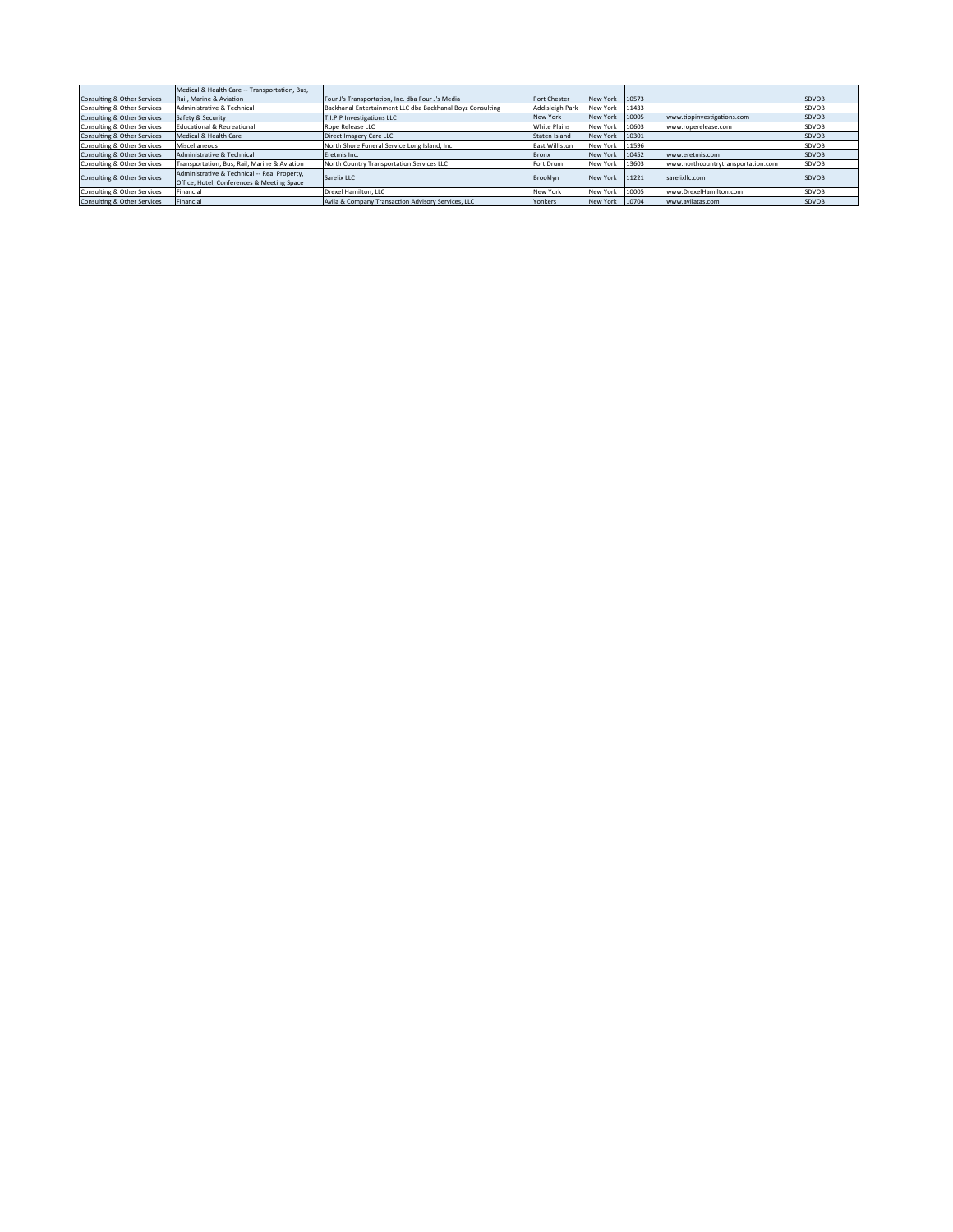| | | | | | | | |
|---|---|---|---|---|---|---|---|
| Consulting & Other Services | Medical & Health Care -- Transportation, Bus, Rail, Marine & Aviation | Four J's Transportation, Inc. dba Four J's Media | Port Chester | New York | 10573 | | SDVOB |
| Consulting & Other Services | Administrative & Technical | Backhanal Entertainment LLC dba Backhanal Boyz Consulting | Addisleigh Park | New York | 11433 | | SDVOB |
| Consulting & Other Services | Safety & Security | T.I.P.P Investigations LLC | New York | New York | 10005 | www.tippinvestigations.com | SDVOB |
| Consulting & Other Services | Educational & Recreational | Rope Release LLC | White Plains | New York | 10603 | www.roperelease.com | SDVOB |
| Consulting & Other Services | Medical & Health Care | Direct Imagery Care LLC | Staten Island | New York | 10301 | | SDVOB |
| Consulting & Other Services | Miscellaneous | North Shore Funeral Service Long Island, Inc. | East Williston | New York | 11596 | | SDVOB |
| Consulting & Other Services | Administrative & Technical | Eretmis Inc. | Bronx | New York | 10452 | www.eretmis.com | SDVOB |
| Consulting & Other Services | Transportation, Bus, Rail, Marine & Aviation | North Country Transportation Services LLC | Fort Drum | New York | 13603 | www.northcountrytransportation.com | SDVOB |
| Consulting & Other Services | Administrative & Technical -- Real Property, Office, Hotel, Conferences & Meeting Space | Sarelix LLC | Brooklyn | New York | 11221 | sarelixllc.com | SDVOB |
| Consulting & Other Services | Financial | Drexel Hamilton, LLC | New York | New York | 10005 | www.DrexelHamilton.com | SDVOB |
| Consulting & Other Services | Financial | Avila & Company Transaction Advisory Services, LLC | Yonkers | New York | 10704 | www.avilatas.com | SDVOB |